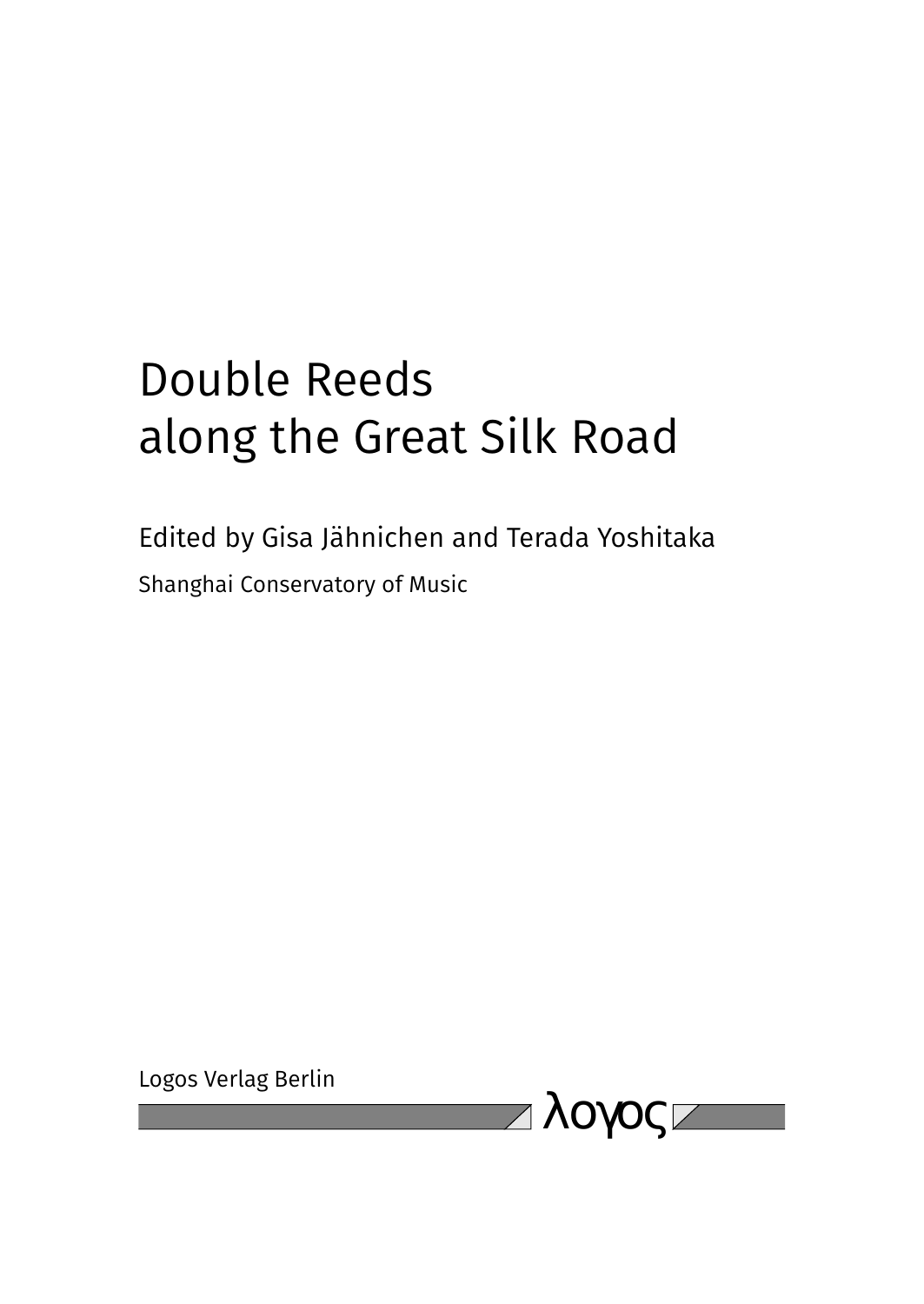# Double Reeds along the Great Silk Road

Edited by Gisa Jähnichen and Terada Yoshitaka

Shanghai Conservatory of Music

Logos Verlag Berlin

λογος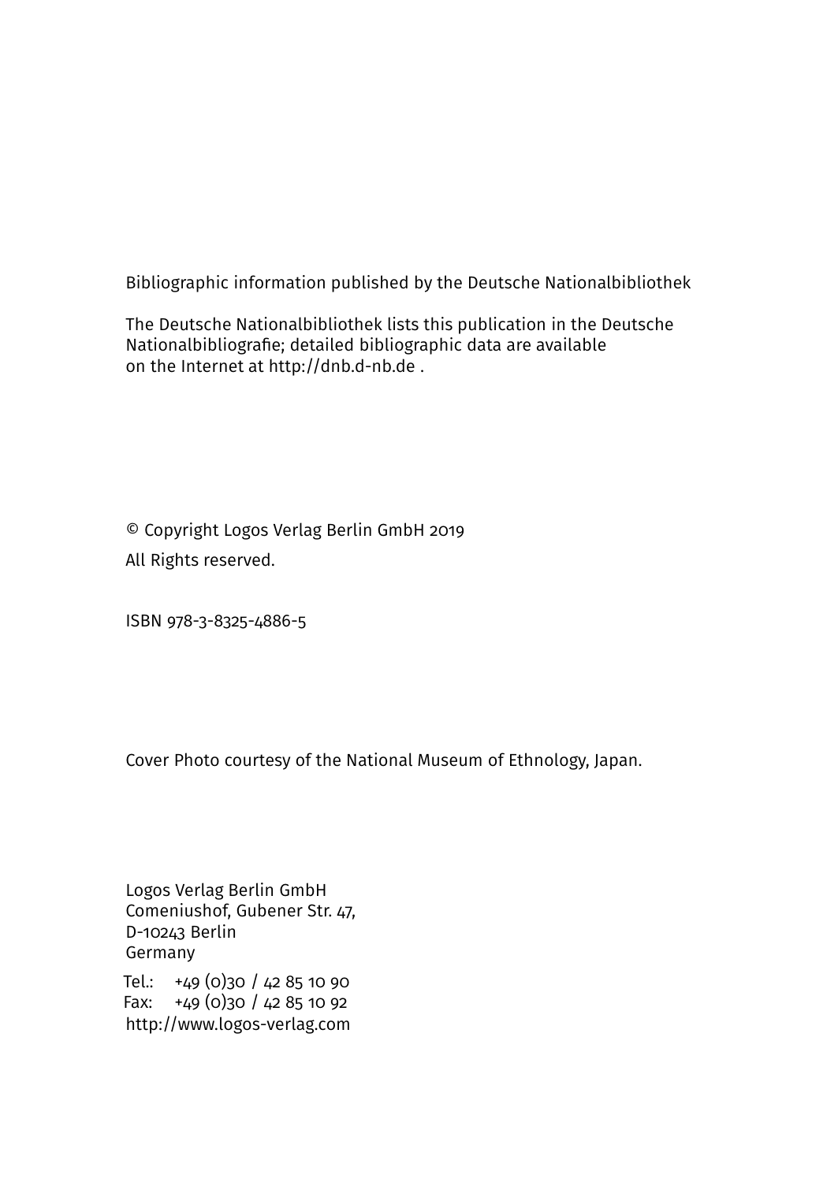Bibliographic information published by the Deutsche Nationalbibliothek

The Deutsche Nationalbibliothek lists this publication in the Deutsche Nationalbibliografie; detailed bibliographic data are available on the Internet at http://dnb.d-nb.de .

© Copyright Logos Verlag Berlin GmbH 2019
All Rights reserved.

ISBN 978-3-8325-4886-5

Cover Photo courtesy of the National Museum of Ethnology, Japan.

Logos Verlag Berlin GmbH
Comeniushof, Gubener Str. 47,
D-10243 Berlin
Germany

Tel.: +49 (0)30 / 42 85 10 90
Fax: +49 (0)30 / 42 85 10 92
http://www.logos-verlag.com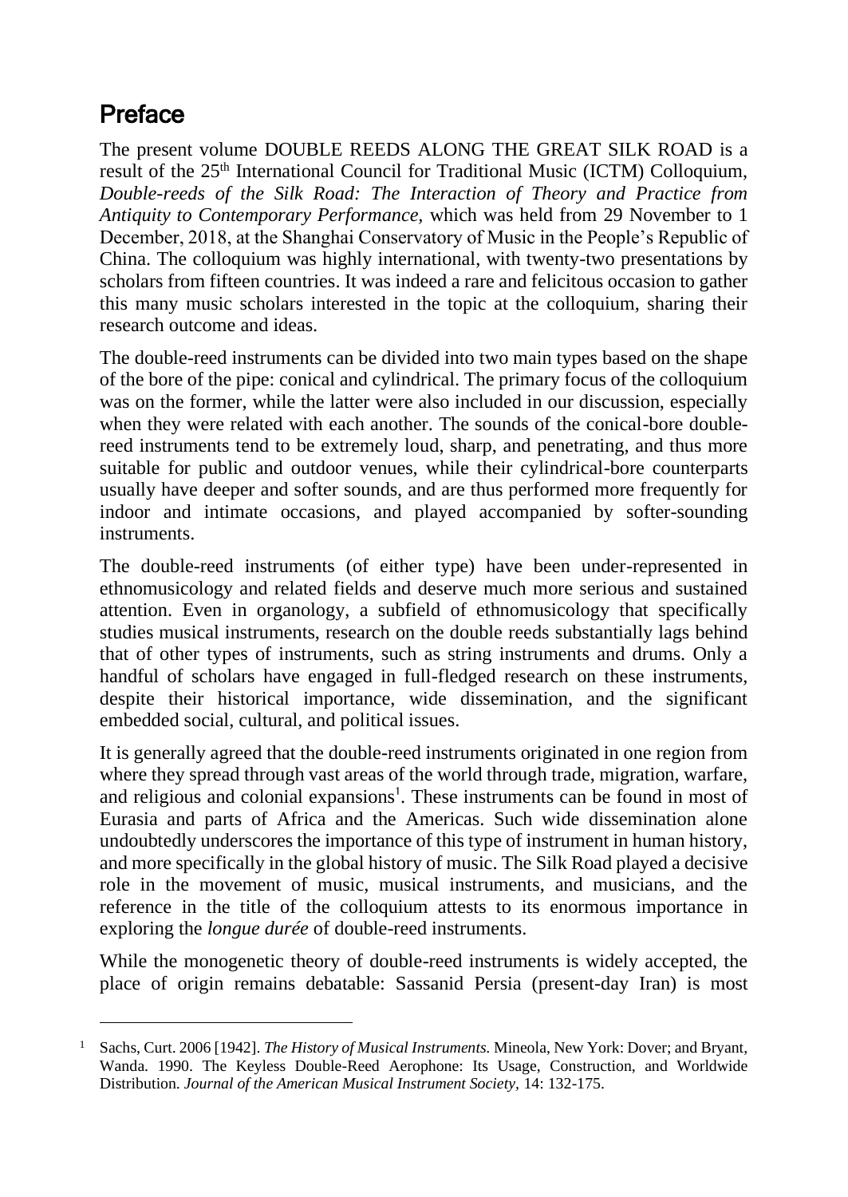# Preface

The present volume DOUBLE REEDS ALONG THE GREAT SILK ROAD is a result of the 25th International Council for Traditional Music (ICTM) Colloquium, *Double-reeds of the Silk Road: The Interaction of Theory and Practice from Antiquity to Contemporary Performance,* which was held from 29 November to 1 December, 2018, at the Shanghai Conservatory of Music in the People's Republic of China. The colloquium was highly international, with twenty-two presentations by scholars from fifteen countries. It was indeed a rare and felicitous occasion to gather this many music scholars interested in the topic at the colloquium, sharing their research outcome and ideas.

The double-reed instruments can be divided into two main types based on the shape of the bore of the pipe: conical and cylindrical. The primary focus of the colloquium was on the former, while the latter were also included in our discussion, especially when they were related with each another. The sounds of the conical-bore double-reed instruments tend to be extremely loud, sharp, and penetrating, and thus more suitable for public and outdoor venues, while their cylindrical-bore counterparts usually have deeper and softer sounds, and are thus performed more frequently for indoor and intimate occasions, and played accompanied by softer-sounding instruments.

The double-reed instruments (of either type) have been under-represented in ethnomusicology and related fields and deserve much more serious and sustained attention. Even in organology, a subfield of ethnomusicology that specifically studies musical instruments, research on the double reeds substantially lags behind that of other types of instruments, such as string instruments and drums. Only a handful of scholars have engaged in full-fledged research on these instruments, despite their historical importance, wide dissemination, and the significant embedded social, cultural, and political issues.

It is generally agreed that the double-reed instruments originated in one region from where they spread through vast areas of the world through trade, migration, warfare, and religious and colonial expansions[1]. These instruments can be found in most of Eurasia and parts of Africa and the Americas. Such wide dissemination alone undoubtedly underscores the importance of this type of instrument in human history, and more specifically in the global history of music. The Silk Road played a decisive role in the movement of music, musical instruments, and musicians, and the reference in the title of the colloquium attests to its enormous importance in exploring the *longue durée* of double-reed instruments.

While the monogenetic theory of double-reed instruments is widely accepted, the place of origin remains debatable: Sassanid Persia (present-day Iran) is most

---

[1] Sachs, Curt. 2006 [1942]. *The History of Musical Instruments.* Mineola, New York: Dover; and Bryant, Wanda. 1990. The Keyless Double-Reed Aerophone: Its Usage, Construction, and Worldwide Distribution. *Journal of the American Musical Instrument Society*, 14: 132-175.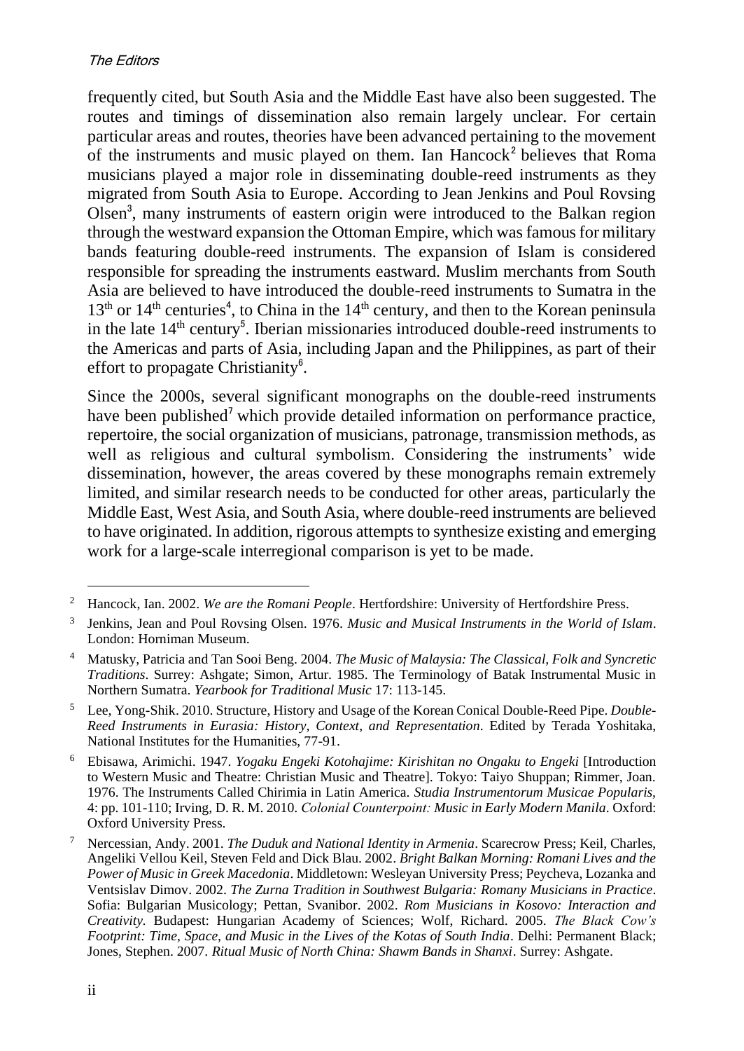frequently cited, but South Asia and the Middle East have also been suggested. The routes and timings of dissemination also remain largely unclear. For certain particular areas and routes, theories have been advanced pertaining to the movement of the instruments and music played on them. Ian Hancock[2] believes that Roma musicians played a major role in disseminating double-reed instruments as they migrated from South Asia to Europe. According to Jean Jenkins and Poul Rovsing Olsen[3], many instruments of eastern origin were introduced to the Balkan region through the westward expansion the Ottoman Empire, which was famous for military bands featuring double-reed instruments. The expansion of Islam is considered responsible for spreading the instruments eastward. Muslim merchants from South Asia are believed to have introduced the double-reed instruments to Sumatra in the 13th or 14th centuries[4], to China in the 14th century, and then to the Korean peninsula in the late 14th century[5]. Iberian missionaries introduced double-reed instruments to the Americas and parts of Asia, including Japan and the Philippines, as part of their effort to propagate Christianity[6].

Since the 2000s, several significant monographs on the double-reed instruments have been published[7] which provide detailed information on performance practice, repertoire, the social organization of musicians, patronage, transmission methods, as well as religious and cultural symbolism. Considering the instruments' wide dissemination, however, the areas covered by these monographs remain extremely limited, and similar research needs to be conducted for other areas, particularly the Middle East, West Asia, and South Asia, where double-reed instruments are believed to have originated. In addition, rigorous attempts to synthesize existing and emerging work for a large-scale interregional comparison is yet to be made.

---

[2] Hancock, Ian. 2002. *We are the Romani People*. Hertfordshire: University of Hertfordshire Press.

[3] Jenkins, Jean and Poul Rovsing Olsen. 1976. *Music and Musical Instruments in the World of Islam*. London: Horniman Museum.

[4] Matusky, Patricia and Tan Sooi Beng. 2004. *The Music of Malaysia: The Classical, Folk and Syncretic Traditions*. Surrey: Ashgate; Simon, Artur. 1985. The Terminology of Batak Instrumental Music in Northern Sumatra. *Yearbook for Traditional Music* 17: 113-145.

[5] Lee, Yong-Shik. 2010. Structure, History and Usage of the Korean Conical Double-Reed Pipe. *Double-Reed Instruments in Eurasia: History, Context, and Representation*. Edited by Terada Yoshitaka, National Institutes for the Humanities, 77-91.

[6] Ebisawa, Arimichi. 1947. *Yogaku Engeki Kotohajime: Kirishitan no Ongaku to Engeki* [Introduction to Western Music and Theatre: Christian Music and Theatre]. Tokyo: Taiyo Shuppan; Rimmer, Joan. 1976. The Instruments Called Chirimia in Latin America. *Studia Instrumentorum Musicae Popularis*, 4: pp. 101-110; Irving, D. R. M. 2010. *Colonial Counterpoint: Music in Early Modern Manila*. Oxford: Oxford University Press.

[7] Nercessian, Andy. 2001. *The Duduk and National Identity in Armenia*. Scarecrow Press; Keil, Charles, Angeliki Vellou Keil, Steven Feld and Dick Blau. 2002. *Bright Balkan Morning: Romani Lives and the Power of Music in Greek Macedonia*. Middletown: Wesleyan University Press; Peycheva, Lozanka and Ventsislav Dimov. 2002. *The Zurna Tradition in Southwest Bulgaria: Romany Musicians in Practice*. Sofia: Bulgarian Musicology; Pettan, Svanibor. 2002. *Rom Musicians in Kosovo: Interaction and Creativity*. Budapest: Hungarian Academy of Sciences; Wolf, Richard. 2005. *The Black Cow's Footprint: Time, Space, and Music in the Lives of the Kotas of South India*. Delhi: Permanent Black; Jones, Stephen. 2007. *Ritual Music of North China: Shawm Bands in Shanxi*. Surrey: Ashgate.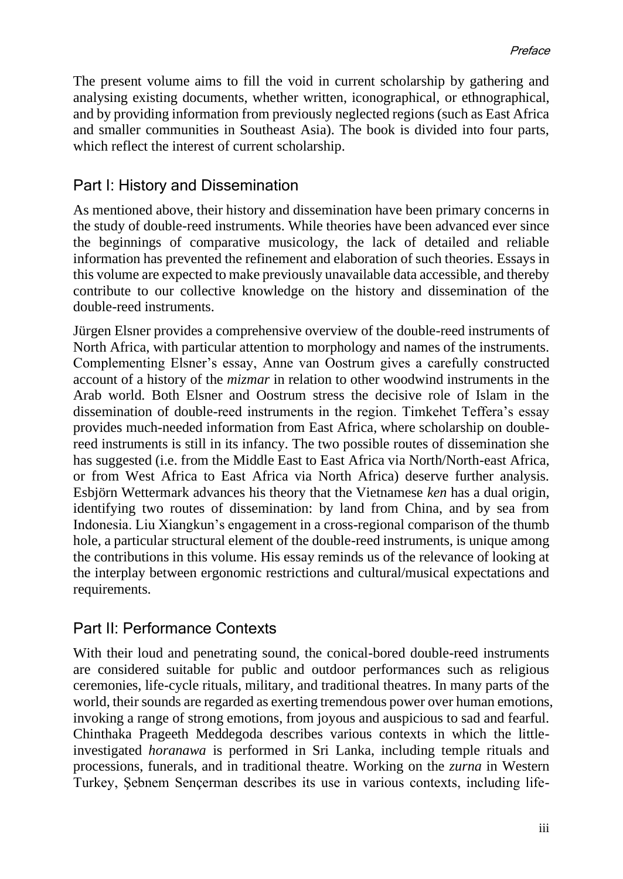The present volume aims to fill the void in current scholarship by gathering and analysing existing documents, whether written, iconographical, or ethnographical, and by providing information from previously neglected regions (such as East Africa and smaller communities in Southeast Asia). The book is divided into four parts, which reflect the interest of current scholarship.

## Part I: History and Dissemination

As mentioned above, their history and dissemination have been primary concerns in the study of double-reed instruments. While theories have been advanced ever since the beginnings of comparative musicology, the lack of detailed and reliable information has prevented the refinement and elaboration of such theories. Essays in this volume are expected to make previously unavailable data accessible, and thereby contribute to our collective knowledge on the history and dissemination of the double-reed instruments.

Jürgen Elsner provides a comprehensive overview of the double-reed instruments of North Africa, with particular attention to morphology and names of the instruments. Complementing Elsner's essay, Anne van Oostrum gives a carefully constructed account of a history of the *mizmar* in relation to other woodwind instruments in the Arab world. Both Elsner and Oostrum stress the decisive role of Islam in the dissemination of double-reed instruments in the region. Timkehet Teffera's essay provides much-needed information from East Africa, where scholarship on double-reed instruments is still in its infancy. The two possible routes of dissemination she has suggested (i.e. from the Middle East to East Africa via North/North-east Africa, or from West Africa to East Africa via North Africa) deserve further analysis. Esbjörn Wettermark advances his theory that the Vietnamese *ken* has a dual origin, identifying two routes of dissemination: by land from China, and by sea from Indonesia. Liu Xiangkun's engagement in a cross-regional comparison of the thumb hole, a particular structural element of the double-reed instruments, is unique among the contributions in this volume. His essay reminds us of the relevance of looking at the interplay between ergonomic restrictions and cultural/musical expectations and requirements.

## Part II: Performance Contexts

With their loud and penetrating sound, the conical-bored double-reed instruments are considered suitable for public and outdoor performances such as religious ceremonies, life-cycle rituals, military, and traditional theatres. In many parts of the world, their sounds are regarded as exerting tremendous power over human emotions, invoking a range of strong emotions, from joyous and auspicious to sad and fearful. Chinthaka Prageeth Meddegoda describes various contexts in which the little-investigated *horanawa* is performed in Sri Lanka, including temple rituals and processions, funerals, and in traditional theatre. Working on the *zurna* in Western Turkey, Şebnem Sençerman describes its use in various contexts, including life-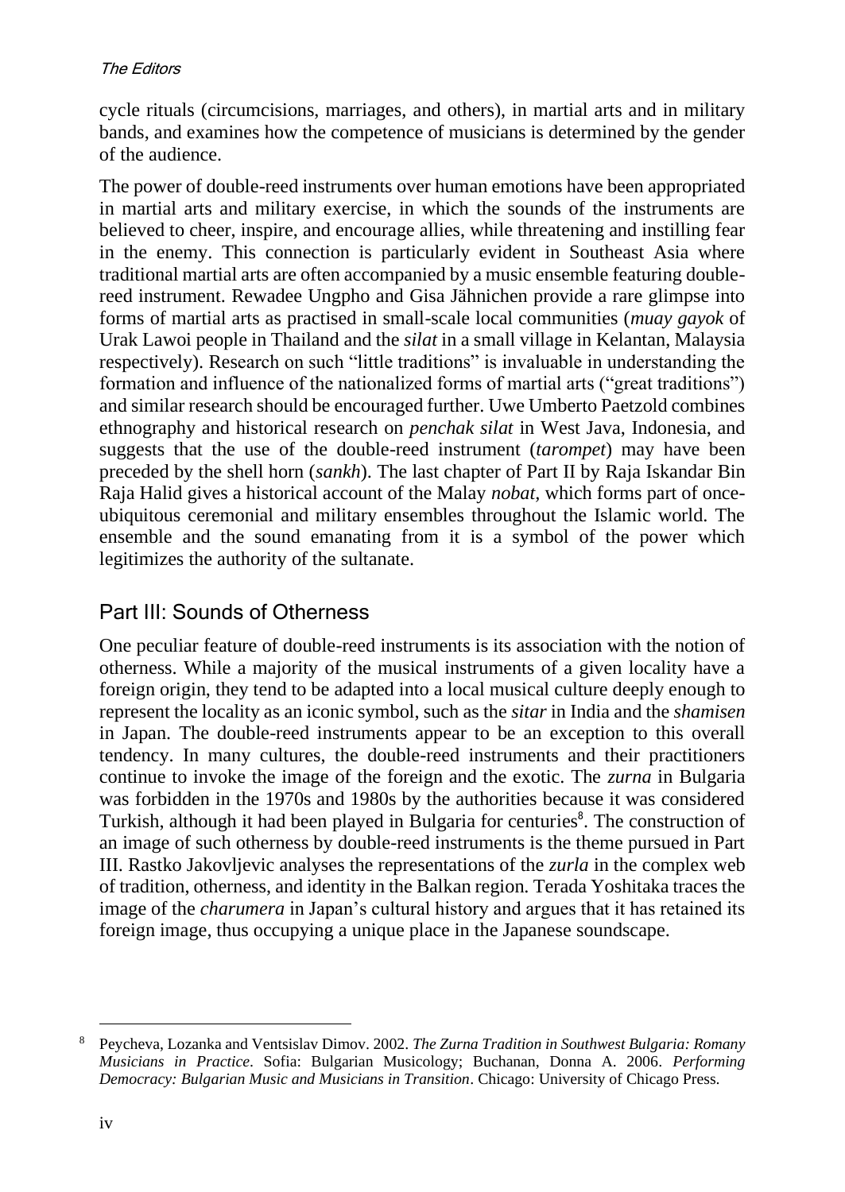cycle rituals (circumcisions, marriages, and others), in martial arts and in military bands, and examines how the competence of musicians is determined by the gender of the audience.

The power of double-reed instruments over human emotions have been appropriated in martial arts and military exercise, in which the sounds of the instruments are believed to cheer, inspire, and encourage allies, while threatening and instilling fear in the enemy. This connection is particularly evident in Southeast Asia where traditional martial arts are often accompanied by a music ensemble featuring double-reed instrument. Rewadee Ungpho and Gisa Jähnichen provide a rare glimpse into forms of martial arts as practised in small-scale local communities (*muay gayok* of Urak Lawoi people in Thailand and the *silat* in a small village in Kelantan, Malaysia respectively). Research on such "little traditions" is invaluable in understanding the formation and influence of the nationalized forms of martial arts ("great traditions") and similar research should be encouraged further. Uwe Umberto Paetzold combines ethnography and historical research on *penchak silat* in West Java, Indonesia, and suggests that the use of the double-reed instrument (*tarompet*) may have been preceded by the shell horn (*sankh*). The last chapter of Part II by Raja Iskandar Bin Raja Halid gives a historical account of the Malay *nobat*, which forms part of once-ubiquitous ceremonial and military ensembles throughout the Islamic world. The ensemble and the sound emanating from it is a symbol of the power which legitimizes the authority of the sultanate.

## Part III: Sounds of Otherness

One peculiar feature of double-reed instruments is its association with the notion of otherness. While a majority of the musical instruments of a given locality have a foreign origin, they tend to be adapted into a local musical culture deeply enough to represent the locality as an iconic symbol, such as the *sitar* in India and the *shamisen* in Japan. The double-reed instruments appear to be an exception to this overall tendency. In many cultures, the double-reed instruments and their practitioners continue to invoke the image of the foreign and the exotic. The *zurna* in Bulgaria was forbidden in the 1970s and 1980s by the authorities because it was considered Turkish, although it had been played in Bulgaria for centuries[8]. The construction of an image of such otherness by double-reed instruments is the theme pursued in Part III. Rastko Jakovljevic analyses the representations of the *zurla* in the complex web of tradition, otherness, and identity in the Balkan region. Terada Yoshitaka traces the image of the *charumera* in Japan's cultural history and argues that it has retained its foreign image, thus occupying a unique place in the Japanese soundscape.

[8] Peycheva, Lozanka and Ventsislav Dimov. 2002. *The Zurna Tradition in Southwest Bulgaria: Romany Musicians in Practice*. Sofia: Bulgarian Musicology; Buchanan, Donna A. 2006. *Performing Democracy: Bulgarian Music and Musicians in Transition*. Chicago: University of Chicago Press.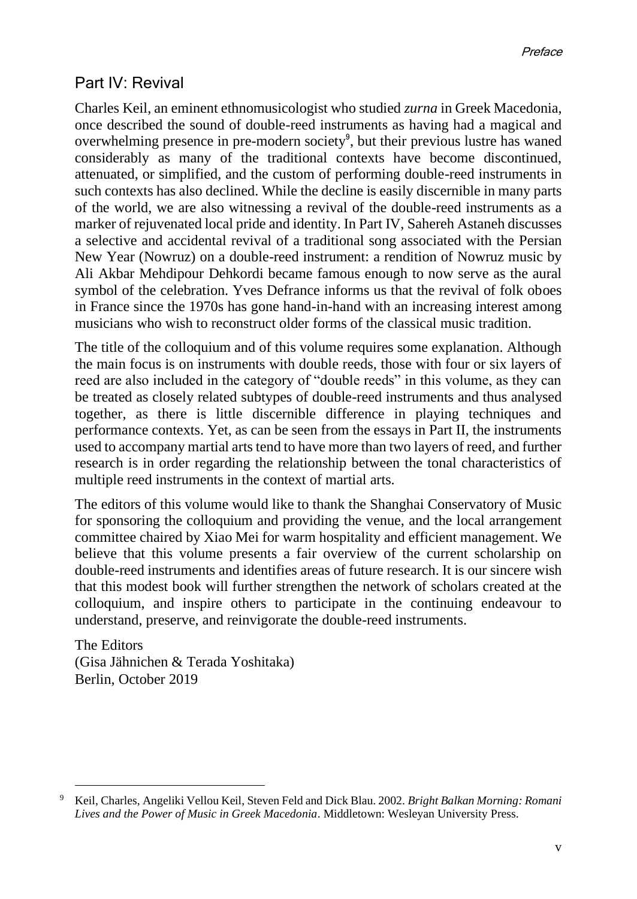## Part IV: Revival

Charles Keil, an eminent ethnomusicologist who studied *zurna* in Greek Macedonia, once described the sound of double-reed instruments as having had a magical and overwhelming presence in pre-modern society[9], but their previous lustre has waned considerably as many of the traditional contexts have become discontinued, attenuated, or simplified, and the custom of performing double-reed instruments in such contexts has also declined. While the decline is easily discernible in many parts of the world, we are also witnessing a revival of the double-reed instruments as a marker of rejuvenated local pride and identity. In Part IV, Sahereh Astaneh discusses a selective and accidental revival of a traditional song associated with the Persian New Year (Nowruz) on a double-reed instrument: a rendition of Nowruz music by Ali Akbar Mehdipour Dehkordi became famous enough to now serve as the aural symbol of the celebration. Yves Defrance informs us that the revival of folk oboes in France since the 1970s has gone hand-in-hand with an increasing interest among musicians who wish to reconstruct older forms of the classical music tradition.

The title of the colloquium and of this volume requires some explanation. Although the main focus is on instruments with double reeds, those with four or six layers of reed are also included in the category of "double reeds" in this volume, as they can be treated as closely related subtypes of double-reed instruments and thus analysed together, as there is little discernible difference in playing techniques and performance contexts. Yet, as can be seen from the essays in Part II, the instruments used to accompany martial arts tend to have more than two layers of reed, and further research is in order regarding the relationship between the tonal characteristics of multiple reed instruments in the context of martial arts.

The editors of this volume would like to thank the Shanghai Conservatory of Music for sponsoring the colloquium and providing the venue, and the local arrangement committee chaired by Xiao Mei for warm hospitality and efficient management. We believe that this volume presents a fair overview of the current scholarship on double-reed instruments and identifies areas of future research. It is our sincere wish that this modest book will further strengthen the network of scholars created at the colloquium, and inspire others to participate in the continuing endeavour to understand, preserve, and reinvigorate the double-reed instruments.

The Editors
(Gisa Jähnichen & Terada Yoshitaka)
Berlin, October 2019

---

[9] Keil, Charles, Angeliki Vellou Keil, Steven Feld and Dick Blau. 2002. *Bright Balkan Morning: Romani Lives and the Power of Music in Greek Macedonia*. Middletown: Wesleyan University Press.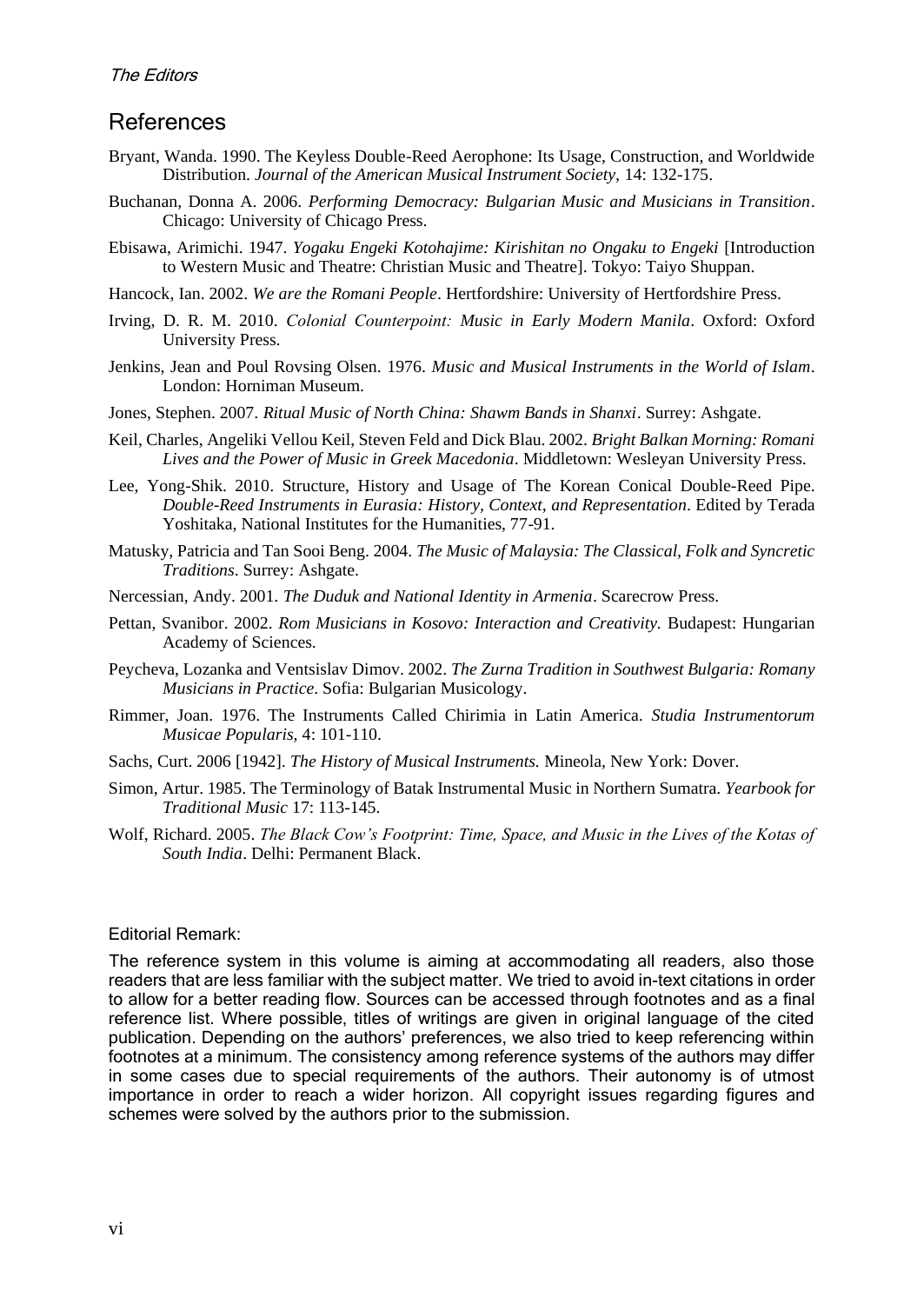## References

Bryant, Wanda. 1990. The Keyless Double-Reed Aerophone: Its Usage, Construction, and Worldwide Distribution. *Journal of the American Musical Instrument Society*, 14: 132-175.

Buchanan, Donna A. 2006. *Performing Democracy: Bulgarian Music and Musicians in Transition*. Chicago: University of Chicago Press.

Ebisawa, Arimichi. 1947. *Yogaku Engeki Kotohajime: Kirishitan no Ongaku to Engeki* [Introduction to Western Music and Theatre: Christian Music and Theatre]. Tokyo: Taiyo Shuppan.

Hancock, Ian. 2002. *We are the Romani People*. Hertfordshire: University of Hertfordshire Press.

Irving, D. R. M. 2010. *Colonial Counterpoint: Music in Early Modern Manila*. Oxford: Oxford University Press.

Jenkins, Jean and Poul Rovsing Olsen. 1976. *Music and Musical Instruments in the World of Islam*. London: Horniman Museum.

Jones, Stephen. 2007. *Ritual Music of North China: Shawm Bands in Shanxi*. Surrey: Ashgate.

Keil, Charles, Angeliki Vellou Keil, Steven Feld and Dick Blau. 2002. *Bright Balkan Morning: Romani Lives and the Power of Music in Greek Macedonia*. Middletown: Wesleyan University Press.

Lee, Yong-Shik. 2010. Structure, History and Usage of The Korean Conical Double-Reed Pipe. *Double-Reed Instruments in Eurasia: History, Context, and Representation*. Edited by Terada Yoshitaka, National Institutes for the Humanities, 77-91.

Matusky, Patricia and Tan Sooi Beng. 2004. *The Music of Malaysia: The Classical, Folk and Syncretic Traditions*. Surrey: Ashgate.

Nercessian, Andy. 2001. *The Duduk and National Identity in Armenia*. Scarecrow Press.

Pettan, Svanibor. 2002. *Rom Musicians in Kosovo: Interaction and Creativity.* Budapest: Hungarian Academy of Sciences.

Peycheva, Lozanka and Ventsislav Dimov. 2002. *The Zurna Tradition in Southwest Bulgaria: Romany Musicians in Practice*. Sofia: Bulgarian Musicology.

Rimmer, Joan. 1976. The Instruments Called Chirimia in Latin America. *Studia Instrumentorum Musicae Popularis*, 4: 101-110.

Sachs, Curt. 2006 [1942]. *The History of Musical Instruments.* Mineola, New York: Dover.

Simon, Artur. 1985. The Terminology of Batak Instrumental Music in Northern Sumatra. *Yearbook for Traditional Music* 17: 113-145.

Wolf, Richard. 2005. *The Black Cow's Footprint: Time, Space, and Music in the Lives of the Kotas of South India*. Delhi: Permanent Black.

Editorial Remark:

The reference system in this volume is aiming at accommodating all readers, also those readers that are less familiar with the subject matter. We tried to avoid in-text citations in order to allow for a better reading flow. Sources can be accessed through footnotes and as a final reference list. Where possible, titles of writings are given in original language of the cited publication. Depending on the authors' preferences, we also tried to keep referencing within footnotes at a minimum. The consistency among reference systems of the authors may differ in some cases due to special requirements of the authors. Their autonomy is of utmost importance in order to reach a wider horizon. All copyright issues regarding figures and schemes were solved by the authors prior to the submission.